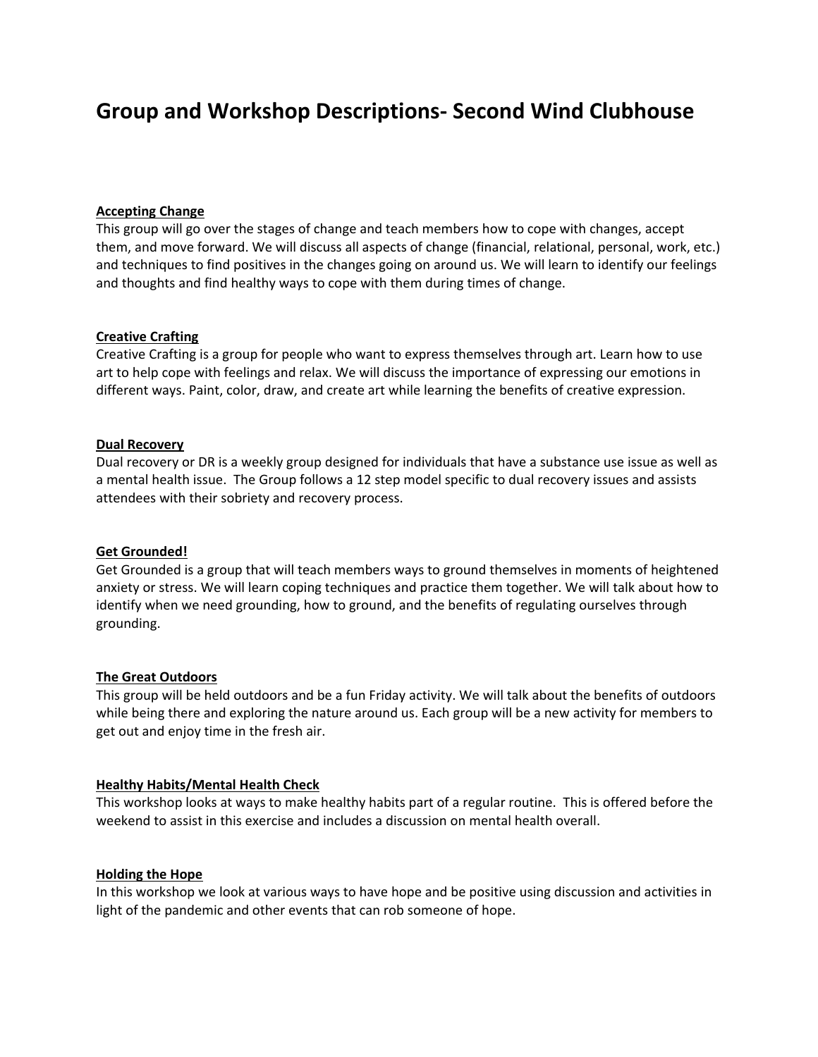# Group and Workshop Descriptions- Second Wind Clubhouse

**Accepting Change**

This group will go over the stages of change and teach members how to cope with changes, accept them, and move forward. We will discuss all aspects of change (financial, relational, personal, work, etc.) and techniques to find positives in the changes going on around us. We will learn to identify our feelings and thoughts and find healthy ways to cope with them during times of change.

**Creative Crafting**

Creative Crafting is a group for people who want to express themselves through art. Learn how to use art to help cope with feelings and relax. We will discuss the importance of expressing our emotions in different ways. Paint, color, draw, and create art while learning the benefits of creative expression.

**Dual Recovery**

Dual recovery or DR is a weekly group designed for individuals that have a substance use issue as well as a mental health issue. The Group follows a 12 step model specific to dual recovery issues and assists attendees with their sobriety and recovery process.

**Get Grounded!**

Get Grounded is a group that will teach members ways to ground themselves in moments of heightened anxiety or stress. We will learn coping techniques and practice them together. We will talk about how to identify when we need grounding, how to ground, and the benefits of regulating ourselves through grounding.

**The Great Outdoors**

This group will be held outdoors and be a fun Friday activity. We will talk about the benefits of outdoors while being there and exploring the nature around us. Each group will be a new activity for members to get out and enjoy time in the fresh air.

**Healthy Habits/Mental Health Check**

This workshop looks at ways to make healthy habits part of a regular routine. This is offered before the weekend to assist in this exercise and includes a discussion on mental health overall.

**Holding the Hope**

In this workshop we look at various ways to have hope and be positive using discussion and activities in light of the pandemic and other events that can rob someone of hope.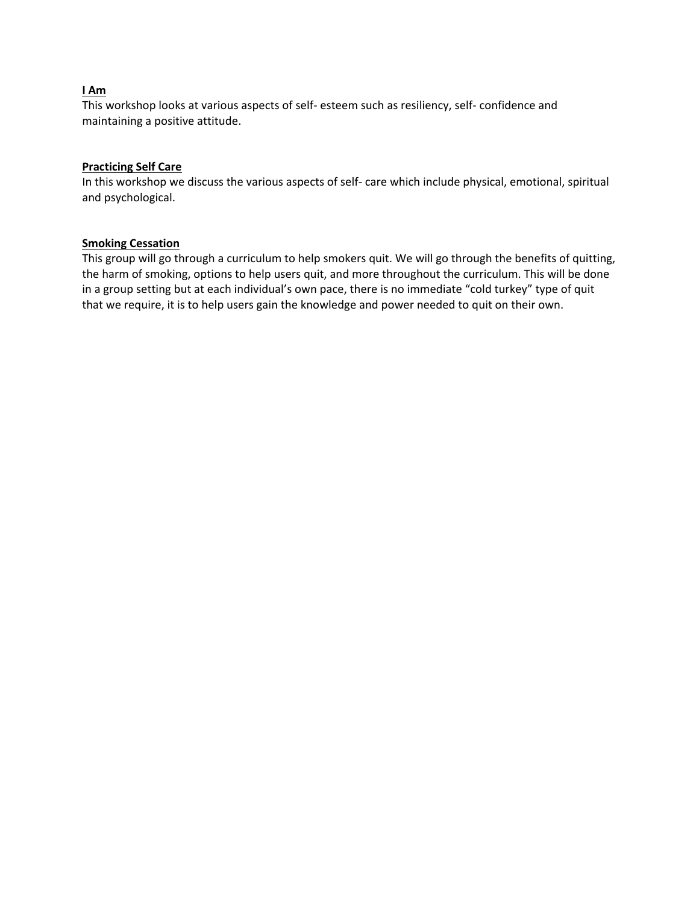**I Am**

This workshop looks at various aspects of self- esteem such as resiliency, self- confidence and maintaining a positive attitude.

**Practicing Self Care**

In this workshop we discuss the various aspects of self- care which include physical, emotional, spiritual and psychological.

**Smoking Cessation**

This group will go through a curriculum to help smokers quit. We will go through the benefits of quitting, the harm of smoking, options to help users quit, and more throughout the curriculum. This will be done in a group setting but at each individual's own pace, there is no immediate "cold turkey" type of quit that we require, it is to help users gain the knowledge and power needed to quit on their own.